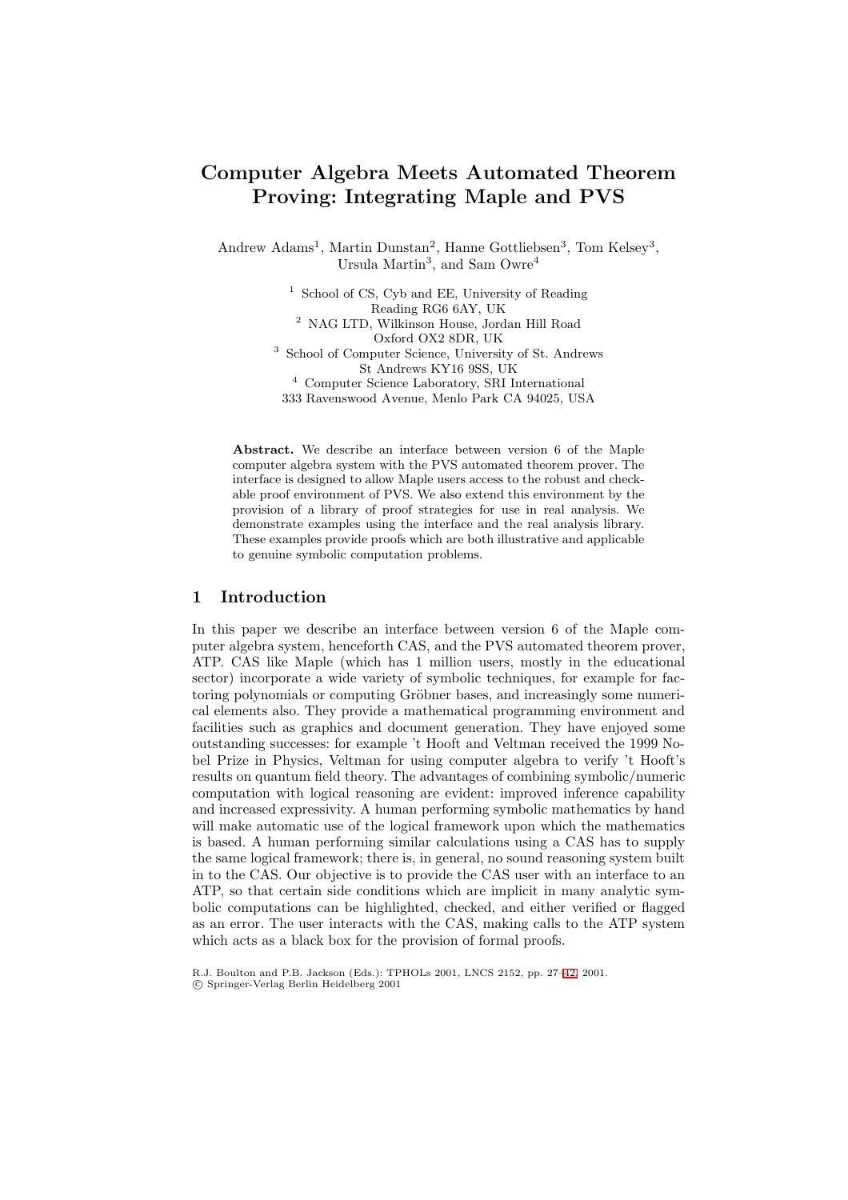# Computer Algebra Meets Automated Theorem Proving: Integrating Maple and PVS

Andrew Adams[1], Martin Dunstan[2], Hanne Gottliebsen[3], Tom Kelsey[3], Ursula Martin[3], and Sam Owre[4]

[1] School of CS, Cyb and EE, University of Reading
Reading RG6 6AY, UK

[2] NAG LTD, Wilkinson House, Jordan Hill Road
Oxford OX2 8DR, UK

[3] School of Computer Science, University of St. Andrews
St Andrews KY16 9SS, UK

[4] Computer Science Laboratory, SRI International
333 Ravenswood Avenue, Menlo Park CA 94025, USA

**Abstract.** We describe an interface between version 6 of the Maple computer algebra system with the PVS automated theorem prover. The interface is designed to allow Maple users access to the robust and checkable proof environment of PVS. We also extend this environment by the provision of a library of proof strategies for use in real analysis. We demonstrate examples using the interface and the real analysis library. These examples provide proofs which are both illustrative and applicable to genuine symbolic computation problems.

## 1 Introduction

In this paper we describe an interface between version 6 of the Maple computer algebra system, henceforth CAS, and the PVS automated theorem prover, ATP. CAS like Maple (which has 1 million users, mostly in the educational sector) incorporate a wide variety of symbolic techniques, for example for factoring polynomials or computing Gröbner bases, and increasingly some numerical elements also. They provide a mathematical programming environment and facilities such as graphics and document generation. They have enjoyed some outstanding successes: for example 't Hooft and Veltman received the 1999 Nobel Prize in Physics, Veltman for using computer algebra to verify 't Hooft's results on quantum field theory. The advantages of combining symbolic/numeric computation with logical reasoning are evident: improved inference capability and increased expressivity. A human performing symbolic mathematics by hand will make automatic use of the logical framework upon which the mathematics is based. A human performing similar calculations using a CAS has to supply the same logical framework; there is, in general, no sound reasoning system built in to the CAS. Our objective is to provide the CAS user with an interface to an ATP, so that certain side conditions which are implicit in many analytic symbolic computations can be highlighted, checked, and either verified or flagged as an error. The user interacts with the CAS, making calls to the ATP system which acts as a black box for the provision of formal proofs.

R.J. Boulton and P.B. Jackson (Eds.): TPHOLs 2001, LNCS 2152, pp. 27–42, 2001.
© Springer-Verlag Berlin Heidelberg 2001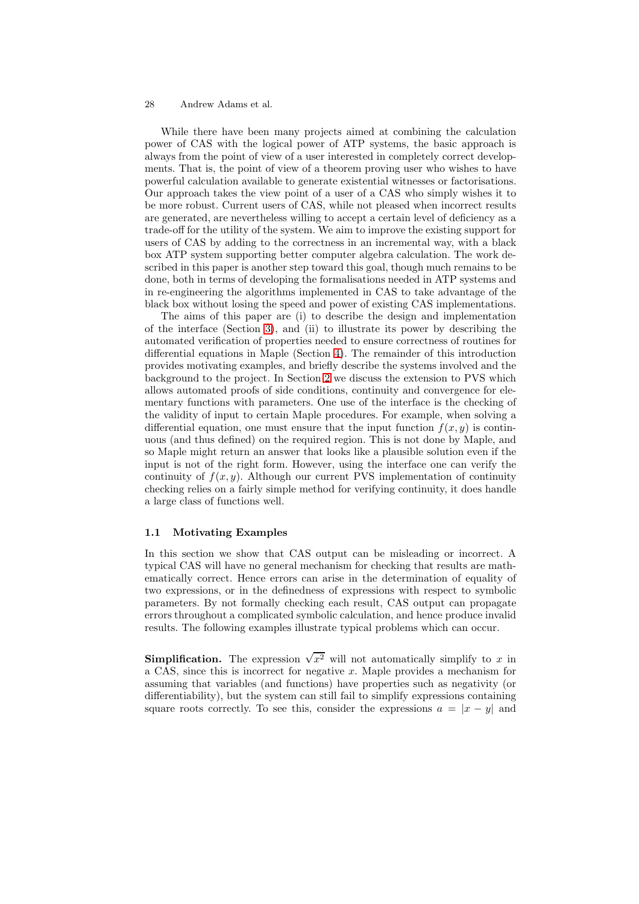While there have been many projects aimed at combining the calculation power of CAS with the logical power of ATP systems, the basic approach is always from the point of view of a user interested in completely correct developments. That is, the point of view of a theorem proving user who wishes to have powerful calculation available to generate existential witnesses or factorisations. Our approach takes the view point of a user of a CAS who simply wishes it to be more robust. Current users of CAS, while not pleased when incorrect results are generated, are nevertheless willing to accept a certain level of deficiency as a trade-off for the utility of the system. We aim to improve the existing support for users of CAS by adding to the correctness in an incremental way, with a black box ATP system supporting better computer algebra calculation. The work described in this paper is another step toward this goal, though much remains to be done, both in terms of developing the formalisations needed in ATP systems and in re-engineering the algorithms implemented in CAS to take advantage of the black box without losing the speed and power of existing CAS implementations.

The aims of this paper are (i) to describe the design and implementation of the interface (Section 3), and (ii) to illustrate its power by describing the automated verification of properties needed to ensure correctness of routines for differential equations in Maple (Section 4). The remainder of this introduction provides motivating examples, and briefly describe the systems involved and the background to the project. In Section 2 we discuss the extension to PVS which allows automated proofs of side conditions, continuity and convergence for elementary functions with parameters. One use of the interface is the checking of the validity of input to certain Maple procedures. For example, when solving a differential equation, one must ensure that the input function $f(x, y)$ is continuous (and thus defined) on the required region. This is not done by Maple, and so Maple might return an answer that looks like a plausible solution even if the input is not of the right form. However, using the interface one can verify the continuity of $f(x, y)$. Although our current PVS implementation of continuity checking relies on a fairly simple method for verifying continuity, it does handle a large class of functions well.

### 1.1 Motivating Examples

In this section we show that CAS output can be misleading or incorrect. A typical CAS will have no general mechanism for checking that results are mathematically correct. Hence errors can arise in the determination of equality of two expressions, or in the definedness of expressions with respect to symbolic parameters. By not formally checking each result, CAS output can propagate errors throughout a complicated symbolic calculation, and hence produce invalid results. The following examples illustrate typical problems which can occur.

**Simplification.** The expression $\sqrt{x^2}$ will not automatically simplify to $x$ in a CAS, since this is incorrect for negative $x$. Maple provides a mechanism for assuming that variables (and functions) have properties such as negativity (or differentiability), but the system can still fail to simplify expressions containing square roots correctly. To see this, consider the expressions $a = |x - y|$ and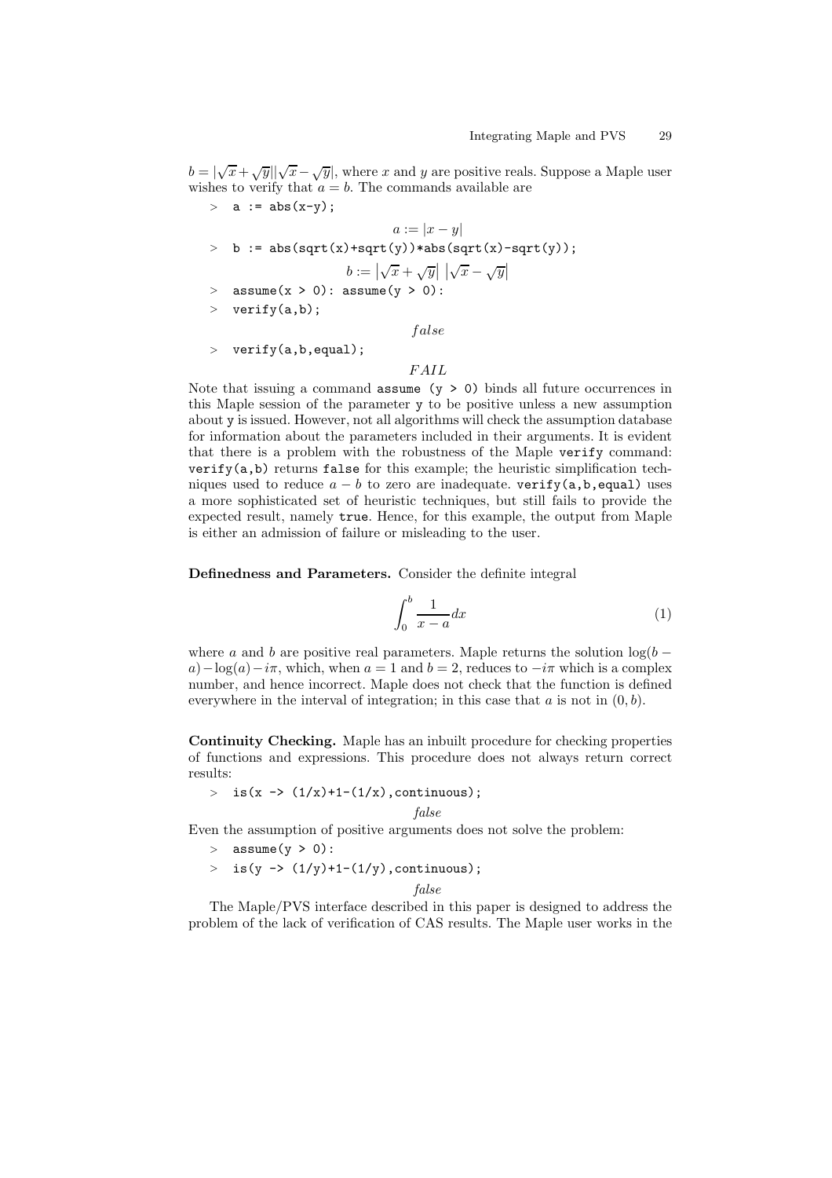$b = |\sqrt{x}+\sqrt{y}||\sqrt{x}-\sqrt{y}|$, where $x$ and $y$ are positive reals. Suppose a Maple user wishes to verify that $a = b$. The commands available are

```
> a := abs(x-y);
```

$$a := |x - y|$$

```
> b := abs(sqrt(x)+sqrt(y))*abs(sqrt(x)-sqrt(y));
```

$$b := \left|\sqrt{x}+\sqrt{y}\right| \left|\sqrt{x}-\sqrt{y}\right|$$

```
> assume(x > 0): assume(y > 0):
> verify(a,b);
```

$$false$$

```
> verify(a,b,equal);
```

$$FAIL$$

Note that issuing a command `assume (y > 0)` binds all future occurrences in this Maple session of the parameter `y` to be positive unless a new assumption about `y` is issued. However, not all algorithms will check the assumption database for information about the parameters included in their arguments. It is evident that there is a problem with the robustness of the Maple `verify` command: `verify(a,b)` returns `false` for this example; the heuristic simplification techniques used to reduce $a - b$ to zero are inadequate. `verify(a,b,equal)` uses a more sophisticated set of heuristic techniques, but still fails to provide the expected result, namely `true`. Hence, for this example, the output from Maple is either an admission of failure or misleading to the user.

**Definedness and Parameters.** Consider the definite integral

$$\int_0^b \frac{1}{x-a}dx \tag{1}$$

where $a$ and $b$ are positive real parameters. Maple returns the solution $\log(b - a) - \log(a) - i\pi$, which, when $a = 1$ and $b = 2$, reduces to $-i\pi$ which is a complex number, and hence incorrect. Maple does not check that the function is defined everywhere in the interval of integration; in this case that $a$ is not in $(0, b)$.

**Continuity Checking.** Maple has an inbuilt procedure for checking properties of functions and expressions. This procedure does not always return correct results:

```
> is(x -> (1/x)+1-(1/x),continuous);
```

*false*

Even the assumption of positive arguments does not solve the problem:

```
> assume(y > 0):
> is(y -> (1/y)+1-(1/y),continuous);
```

*false*

The Maple/PVS interface described in this paper is designed to address the problem of the lack of verification of CAS results. The Maple user works in the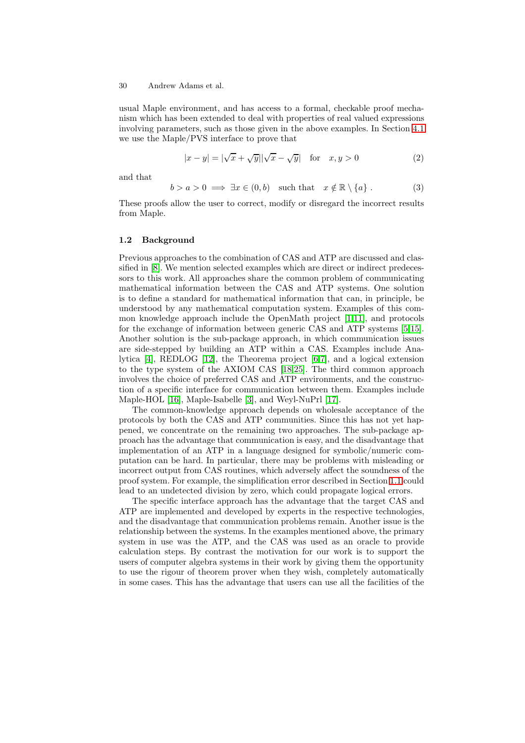usual Maple environment, and has access to a formal, checkable proof mechanism which has been extended to deal with properties of real valued expressions involving parameters, such as those given in the above examples. In Section 4.1 we use the Maple/PVS interface to prove that

$$|x - y| = |\sqrt{x} + \sqrt{y}||\sqrt{x} - \sqrt{y}| \quad \text{for} \quad x, y > 0 \tag{2}$$

and that

$$b > a > 0 \implies \exists x \in (0, b) \quad \text{such that} \quad x \notin \mathbb{R} \setminus \{a\} \ . \tag{3}$$

These proofs allow the user to correct, modify or disregard the incorrect results from Maple.

### 1.2 Background

Previous approaches to the combination of CAS and ATP are discussed and classified in [8]. We mention selected examples which are direct or indirect predecessors to this work. All approaches share the common problem of communicating mathematical information between the CAS and ATP systems. One solution is to define a standard for mathematical information that can, in principle, be understood by any mathematical computation system. Examples of this common knowledge approach include the OpenMath project [1,11], and protocols for the exchange of information between generic CAS and ATP systems [5,15]. Another solution is the sub-package approach, in which communication issues are side-stepped by building an ATP within a CAS. Examples include Analytica [4], REDLOG [12], the Theorema project [6,7], and a logical extension to the type system of the AXIOM CAS [18,25]. The third common approach involves the choice of preferred CAS and ATP environments, and the construction of a specific interface for communication between them. Examples include Maple-HOL [16], Maple-Isabelle [3], and Weyl-NuPrl [17].

The common-knowledge approach depends on wholesale acceptance of the protocols by both the CAS and ATP communities. Since this has not yet happened, we concentrate on the remaining two approaches. The sub-package approach has the advantage that communication is easy, and the disadvantage that implementation of an ATP in a language designed for symbolic/numeric computation can be hard. In particular, there may be problems with misleading or incorrect output from CAS routines, which adversely affect the soundness of the proof system. For example, the simplification error described in Section 1.1 could lead to an undetected division by zero, which could propagate logical errors.

The specific interface approach has the advantage that the target CAS and ATP are implemented and developed by experts in the respective technologies, and the disadvantage that communication problems remain. Another issue is the relationship between the systems. In the examples mentioned above, the primary system in use was the ATP, and the CAS was used as an oracle to provide calculation steps. By contrast the motivation for our work is to support the users of computer algebra systems in their work by giving them the opportunity to use the rigour of theorem prover when they wish, completely automatically in some cases. This has the advantage that users can use all the facilities of the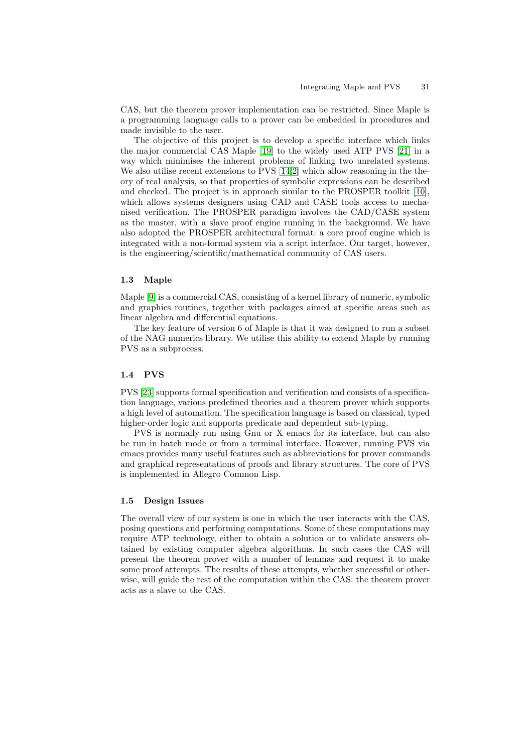CAS, but the theorem prover implementation can be restricted. Since Maple is a programming language calls to a prover can be embedded in procedures and made invisible to the user.

The objective of this project is to develop a specific interface which links the major commercial CAS Maple [19] to the widely used ATP PVS [21] in a way which minimises the inherent problems of linking two unrelated systems. We also utilise recent extensions to PVS [14,2] which allow reasoning in the theory of real analysis, so that properties of symbolic expressions can be described and checked. The project is in approach similar to the PROSPER toolkit [10], which allows systems designers using CAD and CASE tools access to mechanised verification. The PROSPER paradigm involves the CAD/CASE system as the master, with a slave proof engine running in the background. We have also adopted the PROSPER architectural format: a core proof engine which is integrated with a non-formal system via a script interface. Our target, however, is the engineering/scientific/mathematical community of CAS users.

### 1.3 Maple

Maple [9] is a commercial CAS, consisting of a kernel library of numeric, symbolic and graphics routines, together with packages aimed at specific areas such as linear algebra and differential equations.

The key feature of version 6 of Maple is that it was designed to run a subset of the NAG numerics library. We utilise this ability to extend Maple by running PVS as a subprocess.

### 1.4 PVS

PVS [23] supports formal specification and verification and consists of a specification language, various predefined theories and a theorem prover which supports a high level of automation. The specification language is based on classical, typed higher-order logic and supports predicate and dependent sub-typing.

PVS is normally run using Gnu or X emacs for its interface, but can also be run in batch mode or from a terminal interface. However, running PVS via emacs provides many useful features such as abbreviations for prover commands and graphical representations of proofs and library structures. The core of PVS is implemented in Allegro Common Lisp.

### 1.5 Design Issues

The overall view of our system is one in which the user interacts with the CAS, posing questions and performing computations. Some of these computations may require ATP technology, either to obtain a solution or to validate answers obtained by existing computer algebra algorithms. In such cases the CAS will present the theorem prover with a number of lemmas and request it to make some proof attempts. The results of these attempts, whether successful or otherwise, will guide the rest of the computation within the CAS: the theorem prover acts as a slave to the CAS.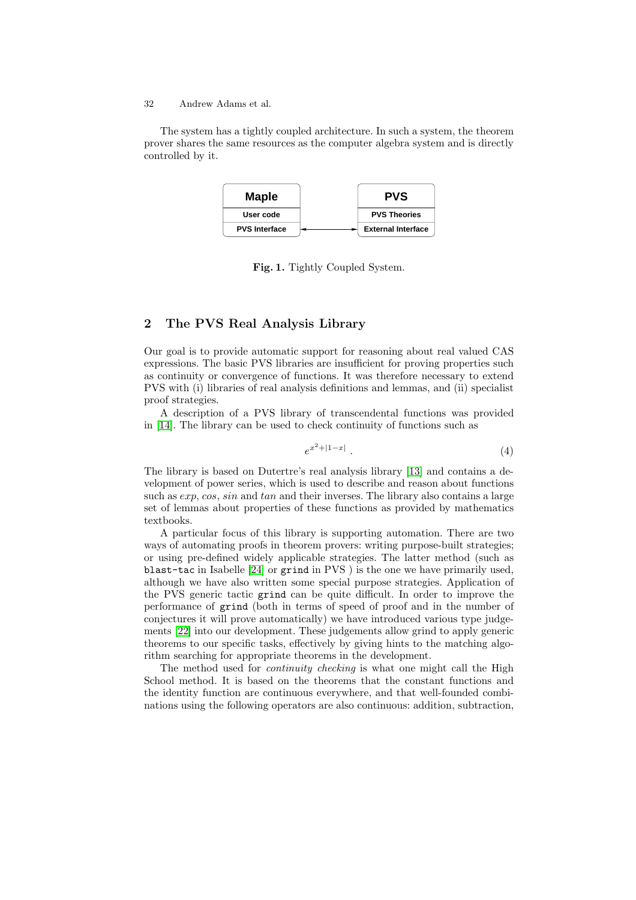The system has a tightly coupled architecture. In such a system, the theorem prover shares the same resources as the computer algebra system and is directly controlled by it.

| Maple | | PVS |
|---|---|---|
| User code | | PVS Theories |
| PVS Interface | ⟷ | External Interface |

**Fig. 1.** Tightly Coupled System.

## 2 The PVS Real Analysis Library

Our goal is to provide automatic support for reasoning about real valued CAS expressions. The basic PVS libraries are insufficient for proving properties such as continuity or convergence of functions. It was therefore necessary to extend PVS with (i) libraries of real analysis definitions and lemmas, and (ii) specialist proof strategies.

A description of a PVS library of transcendental functions was provided in [14]. The library can be used to check continuity of functions such as

$$e^{x^2+|1-x|} \ . \tag{4}$$

The library is based on Dutertre's real analysis library [13] and contains a development of power series, which is used to describe and reason about functions such as *exp*, *cos*, *sin* and *tan* and their inverses. The library also contains a large set of lemmas about properties of these functions as provided by mathematics textbooks.

A particular focus of this library is supporting automation. There are two ways of automating proofs in theorem provers: writing purpose-built strategies; or using pre-defined widely applicable strategies. The latter method (such as `blast-tac` in Isabelle [24] or `grind` in PVS ) is the one we have primarily used, although we have also written some special purpose strategies. Application of the PVS generic tactic `grind` can be quite difficult. In order to improve the performance of `grind` (both in terms of speed of proof and in the number of conjectures it will prove automatically) we have introduced various type judgements [22] into our development. These judgements allow grind to apply generic theorems to our specific tasks, effectively by giving hints to the matching algorithm searching for appropriate theorems in the development.

The method used for *continuity checking* is what one might call the High School method. It is based on the theorems that the constant functions and the identity function are continuous everywhere, and that well-founded combinations using the following operators are also continuous: addition, subtraction,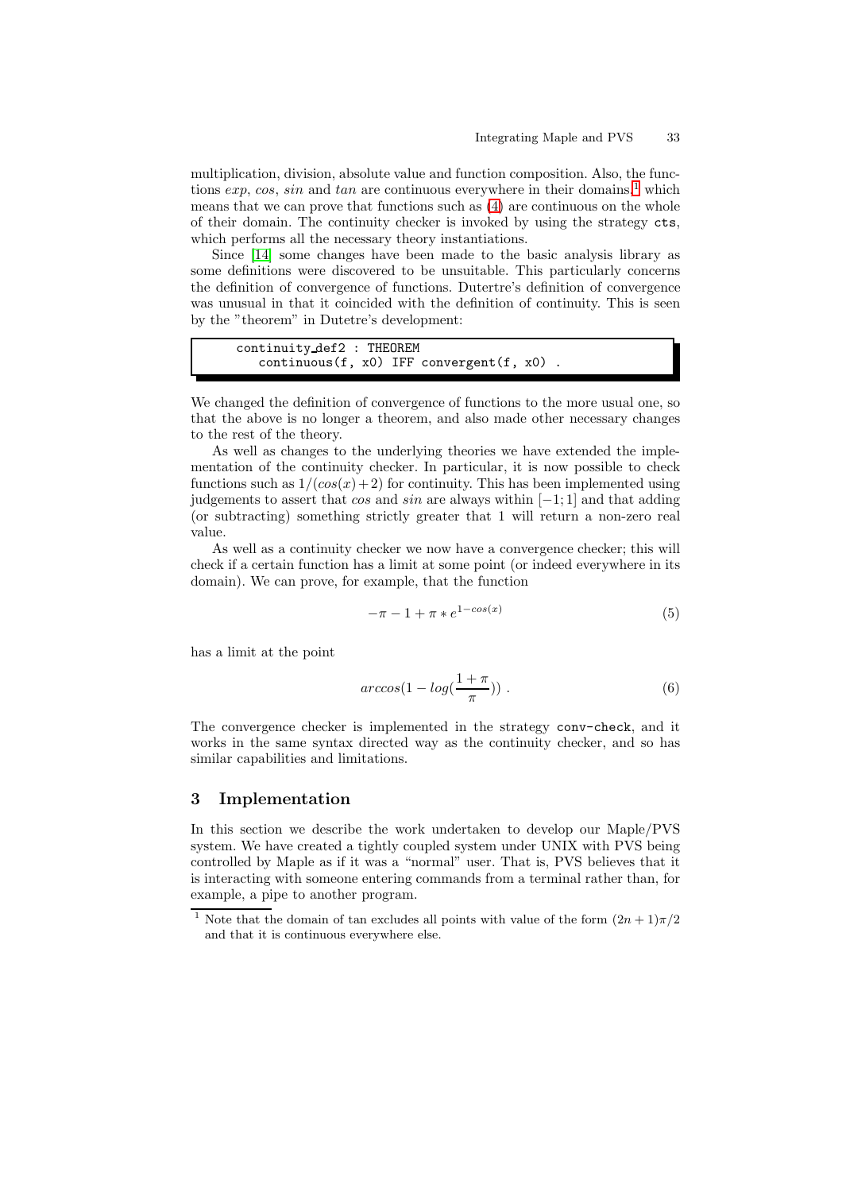multiplication, division, absolute value and function composition. Also, the functions *exp*, *cos*, *sin* and *tan* are continuous everywhere in their domains,[1] which means that we can prove that functions such as (4) are continuous on the whole of their domain. The continuity checker is invoked by using the strategy `cts`, which performs all the necessary theory instantiations.

Since [14] some changes have been made to the basic analysis library as some definitions were discovered to be unsuitable. This particularly concerns the definition of convergence of functions. Dutertre's definition of convergence was unusual in that it coincided with the definition of continuity. This is seen by the "theorem" in Dutetre's development:

```
continuity_def2 : THEOREM
   continuous(f, x0) IFF convergent(f, x0) .
```

We changed the definition of convergence of functions to the more usual one, so that the above is no longer a theorem, and also made other necessary changes to the rest of the theory.

As well as changes to the underlying theories we have extended the implementation of the continuity checker. In particular, it is now possible to check functions such as $1/(cos(x)+2)$ for continuity. This has been implemented using judgements to assert that *cos* and *sin* are always within $[-1; 1]$ and that adding (or subtracting) something strictly greater that 1 will return a non-zero real value.

As well as a continuity checker we now have a convergence checker; this will check if a certain function has a limit at some point (or indeed everywhere in its domain). We can prove, for example, that the function

$$-\pi - 1 + \pi * e^{1-cos(x)} \tag{5}$$

has a limit at the point

$$arccos(1 - log(\frac{1+\pi}{\pi})) \ . \tag{6}$$

The convergence checker is implemented in the strategy `conv-check`, and it works in the same syntax directed way as the continuity checker, and so has similar capabilities and limitations.

## 3 Implementation

In this section we describe the work undertaken to develop our Maple/PVS system. We have created a tightly coupled system under UNIX with PVS being controlled by Maple as if it was a "normal" user. That is, PVS believes that it is interacting with someone entering commands from a terminal rather than, for example, a pipe to another program.

---

[1] Note that the domain of tan excludes all points with value of the form $(2n+1)\pi/2$ and that it is continuous everywhere else.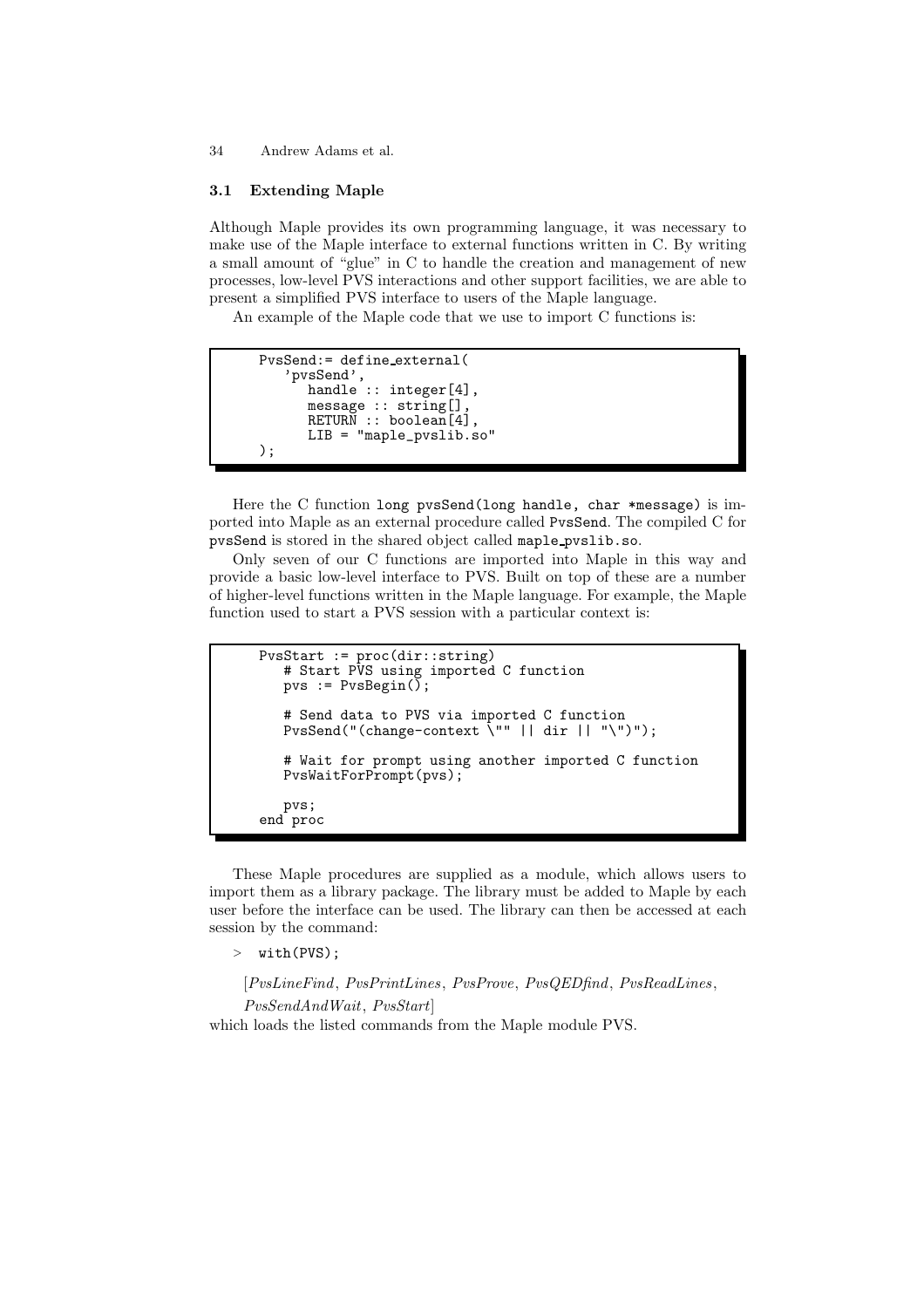### 3.1 Extending Maple

Although Maple provides its own programming language, it was necessary to make use of the Maple interface to external functions written in C. By writing a small amount of "glue" in C to handle the creation and management of new processes, low-level PVS interactions and other support facilities, we are able to present a simplified PVS interface to users of the Maple language.

An example of the Maple code that we use to import C functions is:

```
PvsSend:= define_external(
   'pvsSend',
      handle :: integer[4],
      message :: string[],
      RETURN :: boolean[4],
      LIB = "maple_pvslib.so"
);
```

Here the C function `long pvsSend(long handle, char *message)` is imported into Maple as an external procedure called `PvsSend`. The compiled C for `pvsSend` is stored in the shared object called `maple_pvslib.so`.

Only seven of our C functions are imported into Maple in this way and provide a basic low-level interface to PVS. Built on top of these are a number of higher-level functions written in the Maple language. For example, the Maple function used to start a PVS session with a particular context is:

```
PvsStart := proc(dir::string)
   # Start PVS using imported C function
   pvs := PvsBegin();

   # Send data to PVS via imported C function
   PvsSend("(change-context \"" || dir || "\")");

   # Wait for prompt using another imported C function
   PvsWaitForPrompt(pvs);

   pvs;
end proc
```

These Maple procedures are supplied as a module, which allows users to import them as a library package. The library must be added to Maple by each user before the interface can be used. The library can then be accessed at each session by the command:

```
>  with(PVS);
```

[*PvsLineFind*, *PvsPrintLines*, *PvsProve*, *PvsQEDfind*, *PvsReadLines*, *PvsSendAndWait*, *PvsStart*]

which loads the listed commands from the Maple module PVS.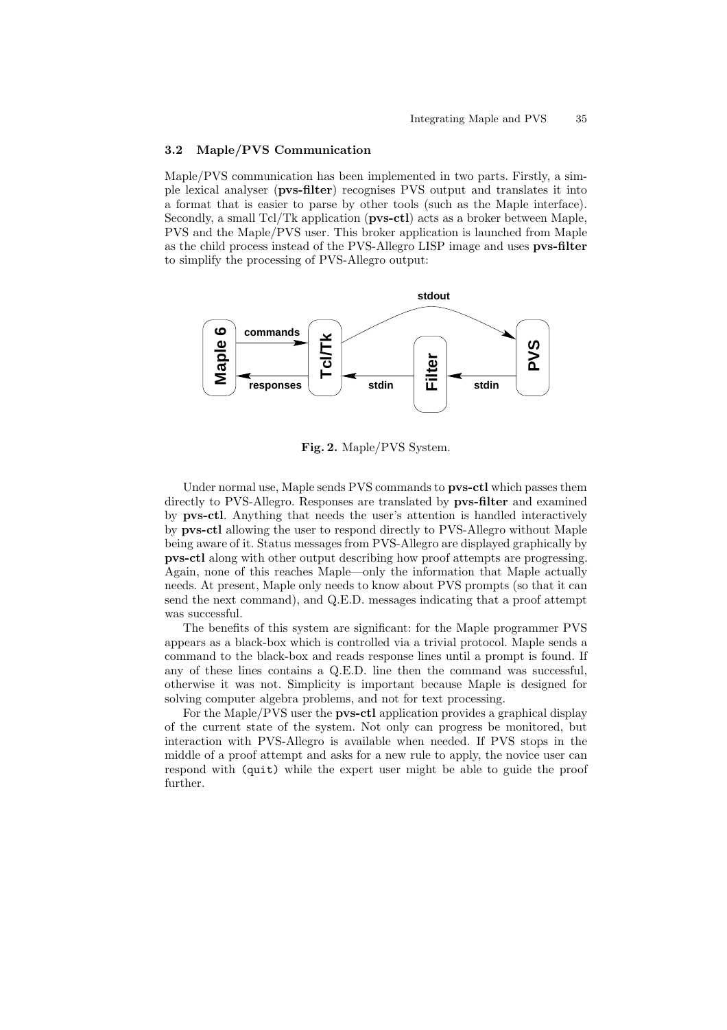### 3.2 Maple/PVS Communication

Maple/PVS communication has been implemented in two parts. Firstly, a simple lexical analyser (**pvs-filter**) recognises PVS output and translates it into a format that is easier to parse by other tools (such as the Maple interface). Secondly, a small Tcl/Tk application (**pvs-ctl**) acts as a broker between Maple, PVS and the Maple/PVS user. This broker application is launched from Maple as the child process instead of the PVS-Allegro LISP image and uses **pvs-filter** to simplify the processing of PVS-Allegro output:

**Fig. 2.** Maple/PVS System.

Under normal use, Maple sends PVS commands to **pvs-ctl** which passes them directly to PVS-Allegro. Responses are translated by **pvs-filter** and examined by **pvs-ctl**. Anything that needs the user's attention is handled interactively by **pvs-ctl** allowing the user to respond directly to PVS-Allegro without Maple being aware of it. Status messages from PVS-Allegro are displayed graphically by **pvs-ctl** along with other output describing how proof attempts are progressing. Again, none of this reaches Maple—only the information that Maple actually needs. At present, Maple only needs to know about PVS prompts (so that it can send the next command), and Q.E.D. messages indicating that a proof attempt was successful.

The benefits of this system are significant: for the Maple programmer PVS appears as a black-box which is controlled via a trivial protocol. Maple sends a command to the black-box and reads response lines until a prompt is found. If any of these lines contains a Q.E.D. line then the command was successful, otherwise it was not. Simplicity is important because Maple is designed for solving computer algebra problems, and not for text processing.

For the Maple/PVS user the **pvs-ctl** application provides a graphical display of the current state of the system. Not only can progress be monitored, but interaction with PVS-Allegro is available when needed. If PVS stops in the middle of a proof attempt and asks for a new rule to apply, the novice user can respond with `(quit)` while the expert user might be able to guide the proof further.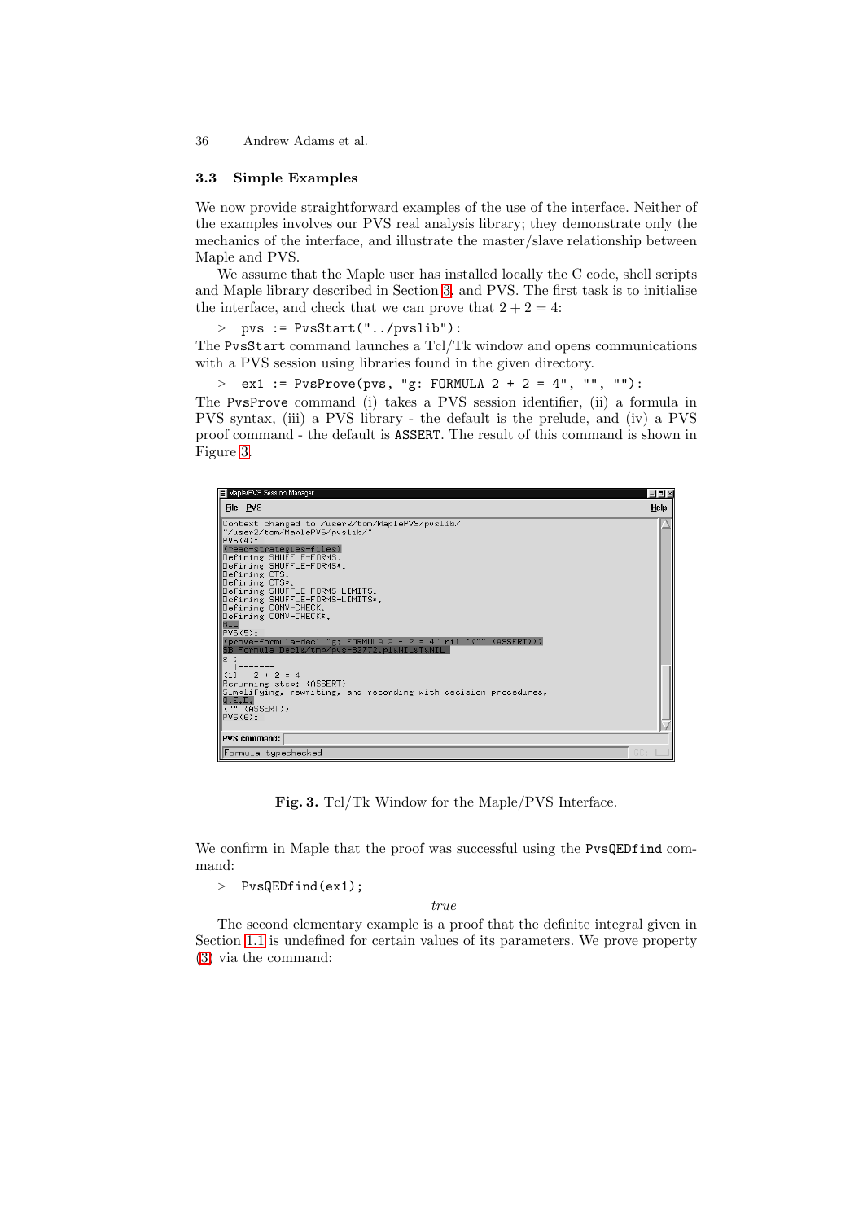### 3.3 Simple Examples

We now provide straightforward examples of the use of the interface. Neither of the examples involves our PVS real analysis library; they demonstrate only the mechanics of the interface, and illustrate the master/slave relationship between Maple and PVS.

We assume that the Maple user has installed locally the C code, shell scripts and Maple library described in Section 3, and PVS. The first task is to initialise the interface, and check that we can prove that $2 + 2 = 4$:

```
> pvs := PvsStart("../pvslib"):
```

The `PvsStart` command launches a Tcl/Tk window and opens communications with a PVS session using libraries found in the given directory.

```
> ex1 := PvsProve(pvs, "g: FORMULA 2 + 2 = 4", "", ""):
```

The `PvsProve` command (i) takes a PVS session identifier, (ii) a formula in PVS syntax, (iii) a PVS library - the default is the prelude, and (iv) a PVS proof command - the default is `ASSERT`. The result of this command is shown in Figure 3.

```
Maple/PVS Session Manager
File  PVS                                                          Help
Context changed to /user2/tom/MaplePVS/pvslib/
"/user2/tom/MaplePVS/pvslib/"
PVS(4):
(read-strategies-files)
Defining SHUFFLE-FORMS.
Defining SHUFFLE-FORMS*.
Defining CTS.
Defining CTS*.
Defining SHUFFLE-FORMS-LIMITS.
Defining SHUFFLE-FORMS-LIMITS*.
Defining CONV-CHECK.
Defining CONV-CHECK*.
NIL
PVS(5):
(prove-formula-decl "g: FORMULA 2 + 2 = 4" nil '("" (ASSERT)))
SB Formula Decl&/tmp/pvs-82772.pi&NIL&T&NIL
g :
  |-------
{1}   2 + 2 = 4
Rerunning step: (ASSERT)
Simplifying, rewriting, and recording with decision procedures,
Q.E.D.
("" (ASSERT))
PVS(6):
PVS command:
Formula typechecked
```

**Fig. 3.** Tcl/Tk Window for the Maple/PVS Interface.

We confirm in Maple that the proof was successful using the `PvsQEDfind` command:

```
> PvsQEDfind(ex1);
```

*true*

The second elementary example is a proof that the definite integral given in Section 1.1 is undefined for certain values of its parameters. We prove property (3) via the command: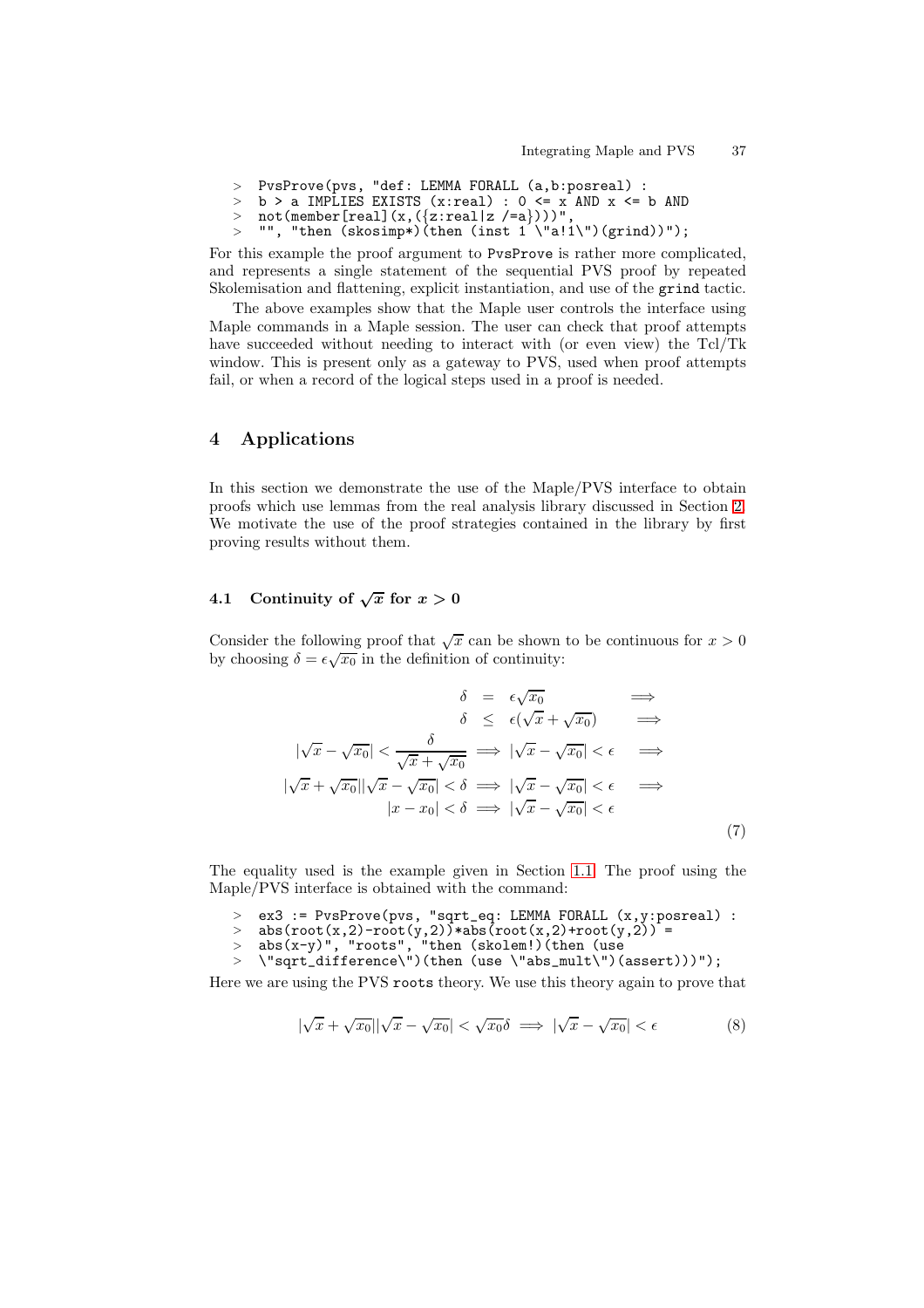```
> PvsProve(pvs, "def: LEMMA FORALL (a,b:posreal) :
> b > a IMPLIES EXISTS (x:real) : 0 <= x AND x <= b AND
> not(member[real](x,({z:real|z /=a})))",
> "", "then (skosimp*)(then (inst 1 \"a!1\")(grind))");
```

For this example the proof argument to PvsProve is rather more complicated, and represents a single statement of the sequential PVS proof by repeated Skolemisation and flattening, explicit instantiation, and use of the grind tactic.

The above examples show that the Maple user controls the interface using Maple commands in a Maple session. The user can check that proof attempts have succeeded without needing to interact with (or even view) the Tcl/Tk window. This is present only as a gateway to PVS, used when proof attempts fail, or when a record of the logical steps used in a proof is needed.

## 4 Applications

In this section we demonstrate the use of the Maple/PVS interface to obtain proofs which use lemmas from the real analysis library discussed in Section 2. We motivate the use of the proof strategies contained in the library by first proving results without them.

### 4.1 Continuity of $\sqrt{x}$ for $x > 0$

Consider the following proof that $\sqrt{x}$ can be shown to be continuous for $x > 0$ by choosing $\delta = \epsilon\sqrt{x_0}$ in the definition of continuity:

$$
\begin{array}{rcl}
\delta &=& \epsilon\sqrt{x_0} \qquad \Longrightarrow \\
\delta &\leq& \epsilon(\sqrt{x} + \sqrt{x_0}) \qquad \Longrightarrow \\
|\sqrt{x} - \sqrt{x_0}| < \dfrac{\delta}{\sqrt{x} + \sqrt{x_0}} &\Longrightarrow& |\sqrt{x} - \sqrt{x_0}| < \epsilon \qquad \Longrightarrow \\
|\sqrt{x} + \sqrt{x_0}||\sqrt{x} - \sqrt{x_0}| < \delta &\Longrightarrow& |\sqrt{x} - \sqrt{x_0}| < \epsilon \qquad \Longrightarrow \\
|x - x_0| < \delta &\Longrightarrow& |\sqrt{x} - \sqrt{x_0}| < \epsilon
\end{array}
\tag{7}
$$

The equality used is the example given in Section 1.1. The proof using the Maple/PVS interface is obtained with the command:

```
> ex3 := PvsProve(pvs, "sqrt_eq: LEMMA FORALL (x,y:posreal) :
> abs(root(x,2)-root(y,2))*abs(root(x,2)+root(y,2)) =
> abs(x-y)", "roots", "then (skolem!)(then (use
> \"sqrt_difference\")(then (use \"abs_mult\")(assert)))");
```

Here we are using the PVS roots theory. We use this theory again to prove that

$$
|\sqrt{x} + \sqrt{x_0}||\sqrt{x} - \sqrt{x_0}| < \sqrt{x_0}\delta \implies |\sqrt{x} - \sqrt{x_0}| < \epsilon \tag{8}
$$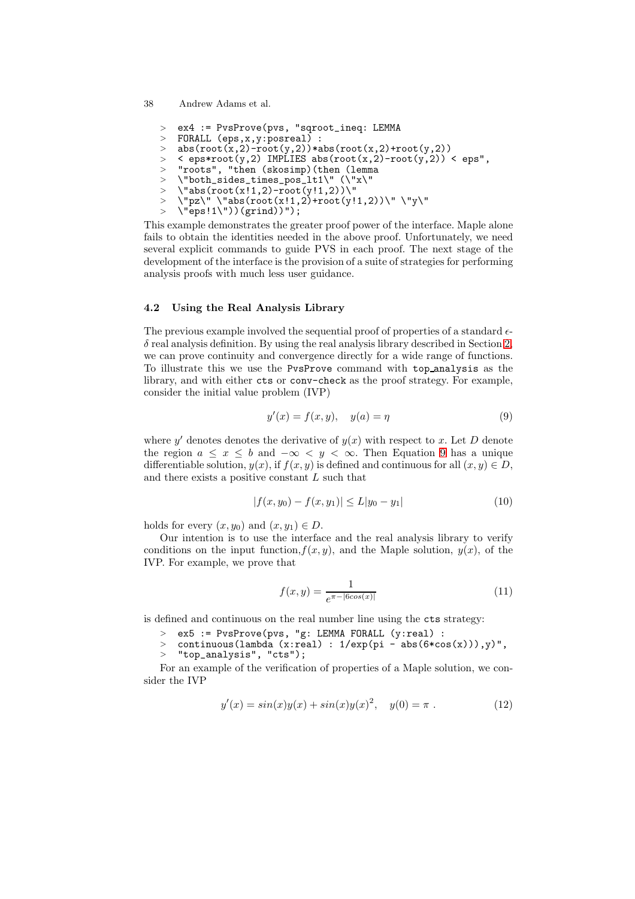```
> ex4 := PvsProve(pvs, "sqroot_ineq: LEMMA
> FORALL (eps,x,y:posreal) :
> abs(root(x,2)-root(y,2))*abs(root(x,2)+root(y,2))
> < eps*root(y,2) IMPLIES abs(root(x,2)-root(y,2)) < eps",
> "roots", "then (skosimp)(then (lemma
> \"both_sides_times_pos_lt1\" (\"x\"
> \"abs(root(x!1,2)-root(y!1,2))\"
> \"pz\" \"abs(root(x!1,2)+root(y!1,2))\" \"y\"
> \"eps!1\"))(grind))");
```

This example demonstrates the greater proof power of the interface. Maple alone fails to obtain the identities needed in the above proof. Unfortunately, we need several explicit commands to guide PVS in each proof. The next stage of the development of the interface is the provision of a suite of strategies for performing analysis proofs with much less user guidance.

### 4.2 Using the Real Analysis Library

The previous example involved the sequential proof of properties of a standard $\epsilon$-$\delta$ real analysis definition. By using the real analysis library described in Section 2, we can prove continuity and convergence directly for a wide range of functions. To illustrate this we use the PvsProve command with top_analysis as the library, and with either cts or conv-check as the proof strategy. For example, consider the initial value problem (IVP)

$$y'(x) = f(x, y), \quad y(a) = \eta \tag{9}$$

where $y'$ denotes denotes the derivative of $y(x)$ with respect to $x$. Let $D$ denote the region $a \leq x \leq b$ and $-\infty < y < \infty$. Then Equation 9 has a unique differentiable solution, $y(x)$, if $f(x, y)$ is defined and continuous for all $(x, y) \in D$, and there exists a positive constant $L$ such that

$$|f(x, y_0) - f(x, y_1)| \leq L|y_0 - y_1| \tag{10}$$

holds for every $(x, y_0)$ and $(x, y_1) \in D$.

Our intention is to use the interface and the real analysis library to verify conditions on the input function, $f(x, y)$, and the Maple solution, $y(x)$, of the IVP. For example, we prove that

$$f(x, y) = \frac{1}{e^{\pi - |6cos(x)|}} \tag{11}$$

is defined and continuous on the real number line using the cts strategy:

```
> ex5 := PvsProve(pvs, "g: LEMMA FORALL (y:real) :
> continuous(lambda (x:real) : 1/exp(pi - abs(6*cos(x))),y)",
> "top_analysis", "cts");
```

For an example of the verification of properties of a Maple solution, we consider the IVP

$$y'(x) = sin(x)y(x) + sin(x)y(x)^2, \quad y(0) = \pi \ . \tag{12}$$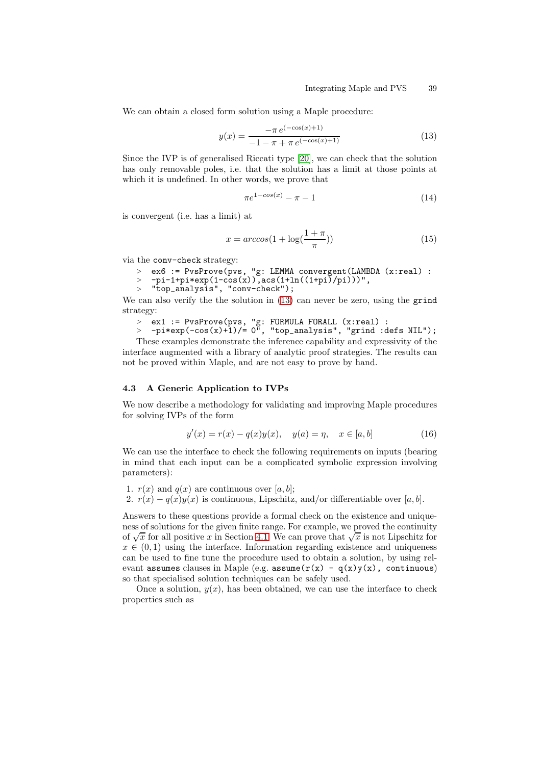We can obtain a closed form solution using a Maple procedure:

$$y(x) = \frac{-\pi\, e^{(-\cos(x)+1)}}{-1 - \pi + \pi\, e^{(-\cos(x)+1)}} \tag{13}$$

Since the IVP is of generalised Riccati type [20], we can check that the solution has only removable poles, i.e. that the solution has a limit at those points at which it is undefined. In other words, we prove that

$$\pi e^{1-cos(x)} - \pi - 1 \tag{14}$$

is convergent (i.e. has a limit) at

$$x = arccos(1 + \log(\frac{1+\pi}{\pi})) \tag{15}$$

via the `conv-check` strategy:

```
> ex6 := PvsProve(pvs, "g: LEMMA convergent(LAMBDA (x:real) :
> -pi-1+pi*exp(1-cos(x)),acs(1+ln((1+pi)/pi)))",
> "top_analysis", "conv-check");
```

We can also verify the the solution in (13) can never be zero, using the `grind` strategy:

```
> ex1 := PvsProve(pvs, "g: FORMULA FORALL (x:real) :
> -pi*exp(-cos(x)+1)/= 0", "top_analysis", "grind :defs NIL");
```

These examples demonstrate the inference capability and expressivity of the interface augmented with a library of analytic proof strategies. The results can not be proved within Maple, and are not easy to prove by hand.

### 4.3 A Generic Application to IVPs

We now describe a methodology for validating and improving Maple procedures for solving IVPs of the form

$$y'(x) = r(x) - q(x)y(x), \quad y(a) = \eta, \quad x \in [a, b] \tag{16}$$

We can use the interface to check the following requirements on inputs (bearing in mind that each input can be a complicated symbolic expression involving parameters):

1. $r(x)$ and $q(x)$ are continuous over $[a, b]$;
2. $r(x) - q(x)y(x)$ is continuous, Lipschitz, and/or differentiable over $[a, b]$.

Answers to these questions provide a formal check on the existence and uniqueness of solutions for the given finite range. For example, we proved the continuity of $\sqrt{x}$ for all positive $x$ in Section 4.1. We can prove that $\sqrt{x}$ is not Lipschitz for $x \in (0, 1)$ using the interface. Information regarding existence and uniqueness can be used to fine tune the procedure used to obtain a solution, by using relevant `assumes` clauses in Maple (e.g. `assume(r(x) - q(x)y(x), continuous)` so that specialised solution techniques can be safely used.

Once a solution, $y(x)$, has been obtained, we can use the interface to check properties such as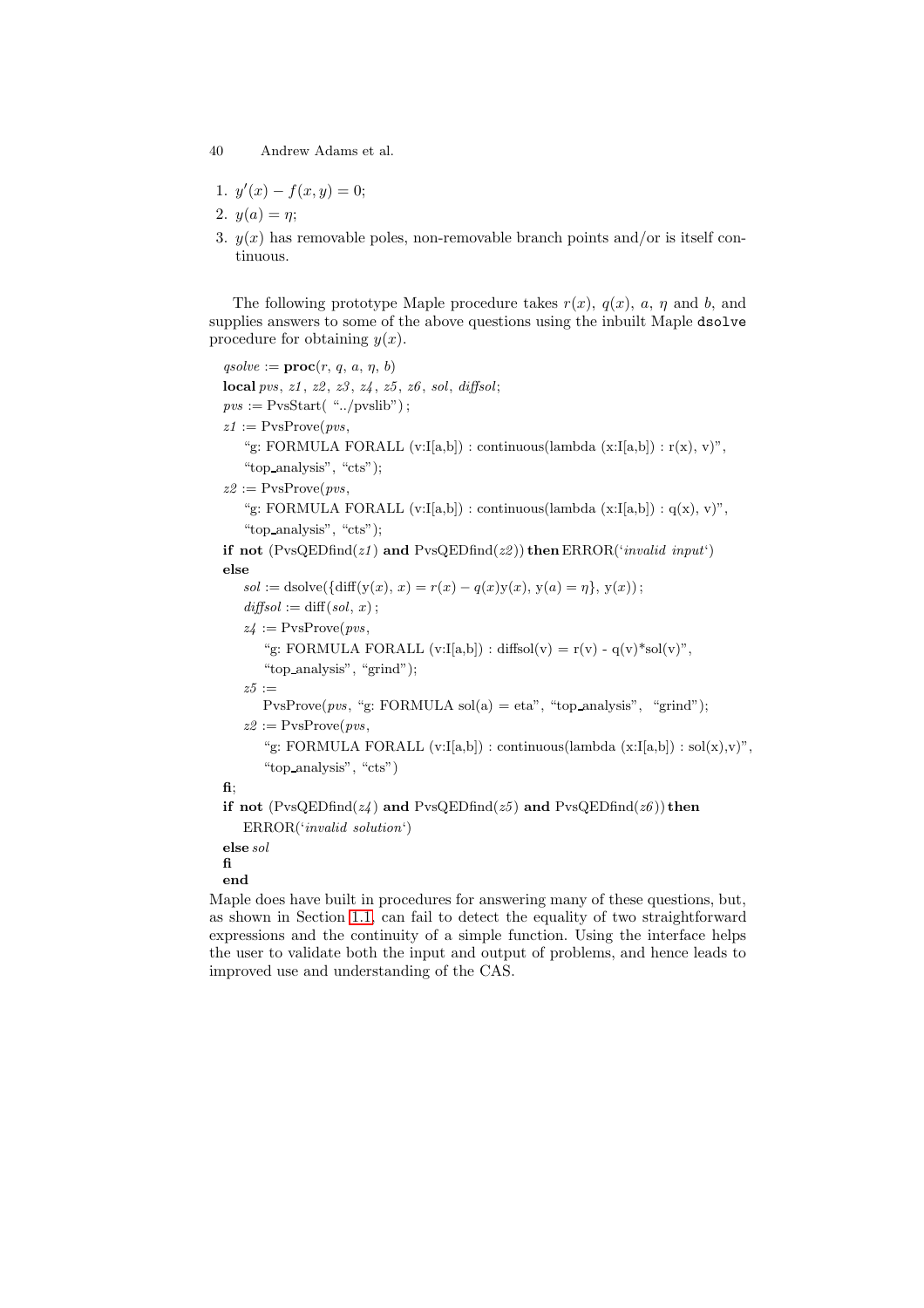1. $y'(x) - f(x, y) = 0$;
2. $y(a) = \eta$;
3. $y(x)$ has removable poles, non-removable branch points and/or is itself continuous.

The following prototype Maple procedure takes $r(x)$, $q(x)$, $a$, $\eta$ and $b$, and supplies answers to some of the above questions using the inbuilt Maple `dsolve` procedure for obtaining $y(x)$.

```
qsolve := proc(r, q, a, η, b)
local pvs, z1, z2, z3, z4, z5, z6, sol, diffsol;
pvs := PvsStart( "../pvslib");
z1 := PvsProve(pvs,
    "g: FORMULA FORALL (v:I[a,b]) : continuous(lambda (x:I[a,b]) : r(x), v)",
    "top_analysis", "cts");
z2 := PvsProve(pvs,
    "g: FORMULA FORALL (v:I[a,b]) : continuous(lambda (x:I[a,b]) : q(x), v)",
    "top_analysis", "cts");
if not (PvsQEDfind(z1) and PvsQEDfind(z2)) then ERROR('invalid input')
else
    sol := dsolve({diff(y(x), x) = r(x) − q(x)y(x), y(a) = η}, y(x));
    diffsol := diff(sol, x);
    z4 := PvsProve(pvs,
        "g: FORMULA FORALL (v:I[a,b]) : diffsol(v) = r(v) - q(v)*sol(v)",
        "top_analysis", "grind");
    z5 :=
        PvsProve(pvs, "g: FORMULA sol(a) = eta", "top_analysis", "grind");
    z2 := PvsProve(pvs,
        "g: FORMULA FORALL (v:I[a,b]) : continuous(lambda (x:I[a,b]) : sol(x),v)",
        "top_analysis", "cts")
fi;
if not (PvsQEDfind(z4) and PvsQEDfind(z5) and PvsQEDfind(z6)) then
    ERROR('invalid solution')
else sol
fi
end
```

Maple does have built in procedures for answering many of these questions, but, as shown in Section 1.1, can fail to detect the equality of two straightforward expressions and the continuity of a simple function. Using the interface helps the user to validate both the input and output of problems, and hence leads to improved use and understanding of the CAS.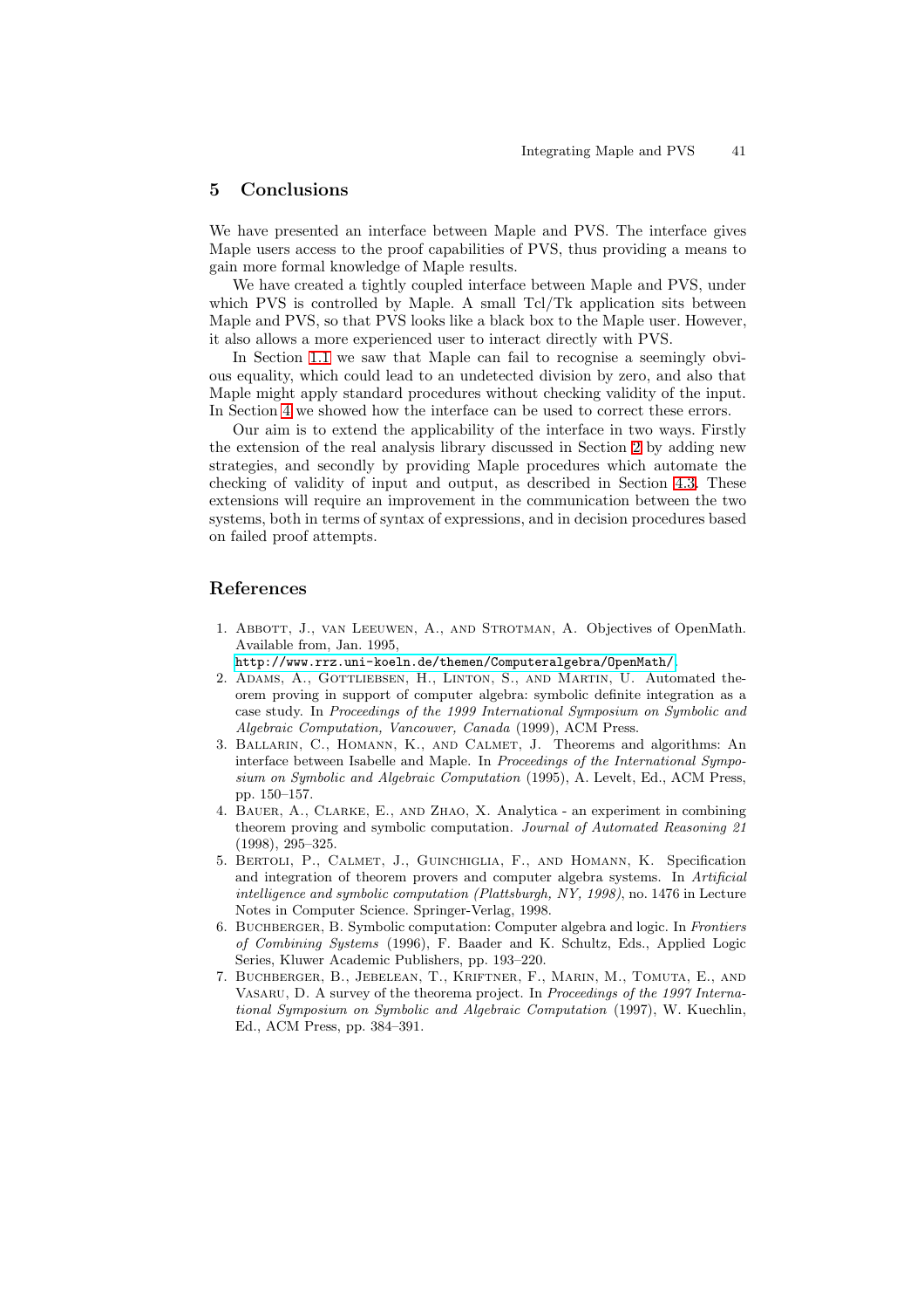## 5 Conclusions

We have presented an interface between Maple and PVS. The interface gives Maple users access to the proof capabilities of PVS, thus providing a means to gain more formal knowledge of Maple results.

We have created a tightly coupled interface between Maple and PVS, under which PVS is controlled by Maple. A small Tcl/Tk application sits between Maple and PVS, so that PVS looks like a black box to the Maple user. However, it also allows a more experienced user to interact directly with PVS.

In Section 1.1 we saw that Maple can fail to recognise a seemingly obvious equality, which could lead to an undetected division by zero, and also that Maple might apply standard procedures without checking validity of the input. In Section 4 we showed how the interface can be used to correct these errors.

Our aim is to extend the applicability of the interface in two ways. Firstly the extension of the real analysis library discussed in Section 2 by adding new strategies, and secondly by providing Maple procedures which automate the checking of validity of input and output, as described in Section 4.3. These extensions will require an improvement in the communication between the two systems, both in terms of syntax of expressions, and in decision procedures based on failed proof attempts.

## References

1. Abbott, J., van Leeuwen, A., and Strotman, A. Objectives of OpenMath. Available from, Jan. 1995, `http://www.rrz.uni-koeln.de/themen/Computeralgebra/OpenMath/`.
2. Adams, A., Gottliebsen, H., Linton, S., and Martin, U. Automated theorem proving in support of computer algebra: symbolic definite integration as a case study. In *Proceedings of the 1999 International Symposium on Symbolic and Algebraic Computation, Vancouver, Canada* (1999), ACM Press.
3. Ballarin, C., Homann, K., and Calmet, J. Theorems and algorithms: An interface between Isabelle and Maple. In *Proceedings of the International Symposium on Symbolic and Algebraic Computation* (1995), A. Levelt, Ed., ACM Press, pp. 150–157.
4. Bauer, A., Clarke, E., and Zhao, X. Analytica - an experiment in combining theorem proving and symbolic computation. *Journal of Automated Reasoning 21* (1998), 295–325.
5. Bertoli, P., Calmet, J., Guinchiglia, F., and Homann, K. Specification and integration of theorem provers and computer algebra systems. In *Artificial intelligence and symbolic computation (Plattsburgh, NY, 1998)*, no. 1476 in Lecture Notes in Computer Science. Springer-Verlag, 1998.
6. Buchberger, B. Symbolic computation: Computer algebra and logic. In *Frontiers of Combining Systems* (1996), F. Baader and K. Schultz, Eds., Applied Logic Series, Kluwer Academic Publishers, pp. 193–220.
7. Buchberger, B., Jebelean, T., Kriftner, F., Marin, M., Tomuta, E., and Vasaru, D. A survey of the theorema project. In *Proceedings of the 1997 International Symposium on Symbolic and Algebraic Computation* (1997), W. Kuechlin, Ed., ACM Press, pp. 384–391.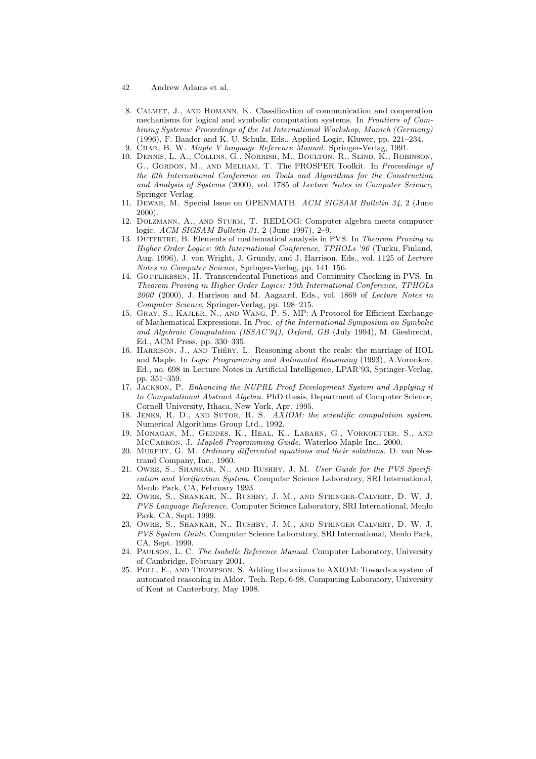8. Calmet, J., and Homann, K. Classification of communication and cooperation mechanisms for logical and symbolic computation systems. In *Frontiers of Combining Systems: Proceedings of the 1st International Workshop, Munich (Germany)* (1996), F. Baader and K. U. Schulz, Eds., Applied Logic, Kluwer, pp. 221–234.
9. Char, B. W. *Maple V language Reference Manual*. Springer-Verlag, 1991.
10. Dennis, L. A., Collins, G., Norrish, M., Boulton, R., Slind, K., Robinson, G., Gordon, M., and Melham, T. The PROSPER Toolkit. In *Proceedings of the 6th International Conference on Tools and Algorithms for the Construction and Analysis of Systems* (2000), vol. 1785 of *Lecture Notes in Computer Science*, Springer-Verlag.
11. Dewar, M. Special Issue on OPENMATH. *ACM SIGSAM Bulletin 34*, 2 (June 2000).
12. Dolzmann, A., and Sturm, T. REDLOG: Computer algebra meets computer logic. *ACM SIGSAM Bulletin 31*, 2 (June 1997), 2–9.
13. Dutertre, B. Elements of mathematical analysis in PVS. In *Theorem Proving in Higher Order Logics: 9th International Conference, TPHOLs '96* (Turku, Finland, Aug. 1996), J. von Wright, J. Grundy, and J. Harrison, Eds., vol. 1125 of *Lecture Notes in Computer Science*, Springer-Verlag, pp. 141–156.
14. Gottliebsen, H. Transcendental Functions and Continuity Checking in PVS. In *Theorem Proving in Higher Order Logics: 13th International Conference, TPHOLs 2000* (2000), J. Harrison and M. Aagaard, Eds., vol. 1869 of *Lecture Notes in Computer Science*, Springer-Verlag, pp. 198–215.
15. Gray, S., Kajler, N., and Wang, P. S. MP: A Protocol for Efficient Exchange of Mathematical Expressions. In *Proc. of the International Symposium on Symbolic and Algebraic Computation (ISSAC'94), Oxford, GB* (July 1994), M. Giesbrecht, Ed., ACM Press, pp. 330–335.
16. Harrison, J., and Théry, L. Reasoning about the reals: the marriage of HOL and Maple. In *Logic Programming and Automated Reasoning* (1993), A.Voronkov, Ed., no. 698 in Lecture Notes in Artificial Intelligence, LPAR'93, Springer-Verlag, pp. 351–359.
17. Jackson, P. *Enhancing the NUPRL Proof Development System and Applying it to Computational Abstract Algebra*. PhD thesis, Department of Computer Science, Cornell University, Ithaca, New York, Apr. 1995.
18. Jenks, R. D., and Sutor, R. S. *AXIOM: the scientific computation system*. Numerical Algorithms Group Ltd., 1992.
19. Monagan, M., Geddes, K., Heal, K., Labahn, G., Vorkoetter, S., and McCarron, J. *Maple6 Programming Guide*. Waterloo Maple Inc., 2000.
20. Murphy, G. M. *Ordinary differential equations and their solutions*. D. van Nostrand Company, Inc., 1960.
21. Owre, S., Shankar, N., and Rushby, J. M. *User Guide for the PVS Specification and Verification System*. Computer Science Laboratory, SRI International, Menlo Park, CA, February 1993.
22. Owre, S., Shankar, N., Rushby, J. M., and Stringer-Calvert, D. W. J. *PVS Language Reference*. Computer Science Laboratory, SRI International, Menlo Park, CA, Sept. 1999.
23. Owre, S., Shankar, N., Rushby, J. M., and Stringer-Calvert, D. W. J. *PVS System Guide*. Computer Science Laboratory, SRI International, Menlo Park, CA, Sept. 1999.
24. Paulson, L. C. *The Isabelle Reference Manual*. Computer Laboratory, University of Cambridge, February 2001.
25. Poll, E., and Thompson, S. Adding the axioms to AXIOM: Towards a system of automated reasoning in Aldor. Tech. Rep. 6-98, Computing Laboratory, University of Kent at Canterbury, May 1998.